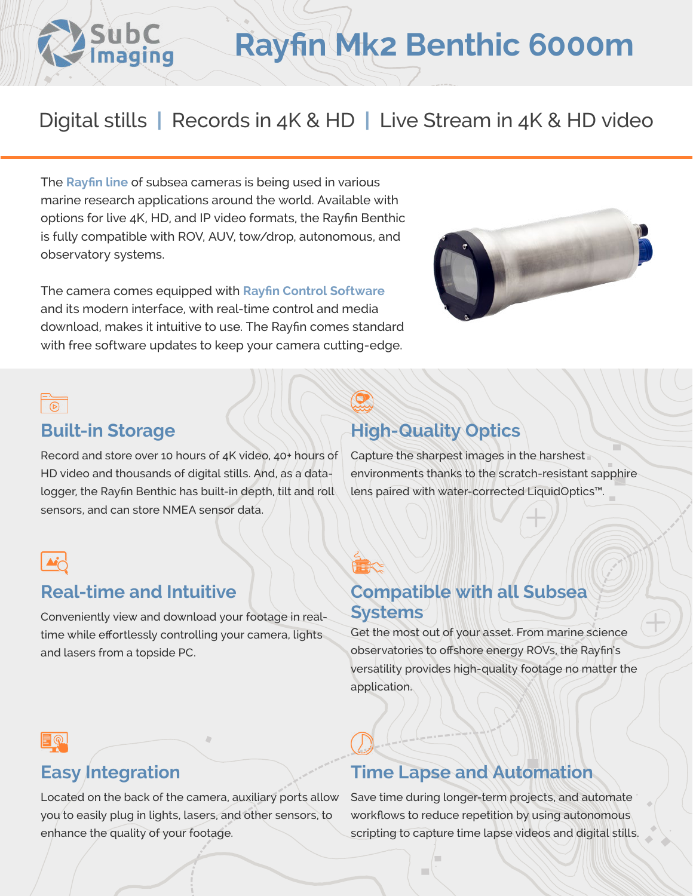SubC Imaging

# Rayfin Mk2 Benthic 6000m

Digital stills | Records in 4K & HD | Live Stream in 4K & HD video

The Rayfin line of subsea cameras is being used in various marine research applications around the world. Available with options for live 4K, HD, and IP video formats, the Rayfin Benthic is fully compatible with ROV, AUV, tow/drop, autonomous, and observatory systems.

The camera comes equipped with Rayfin Control Software and its modern interface, with real-time control and media download, makes it intuitive to use. The Rayfin comes standard with free software updates to keep your camera cutting-edge.

## Built-in Storage

Record and store over 10 hours of 4K video, 40+ hours of HD video and thousands of digital stills. And, as a data-logger, the Rayfin Benthic has built-in depth, tilt and roll sensors, and can store NMEA sensor data.

## High-Quality Optics

Capture the sharpest images in the harshest environments thanks to the scratch-resistant sapphire lens paired with water-corrected LiquidOptics™.

## Real-time and Intuitive

Conveniently view and download your footage in real-time while effortlessly controlling your camera, lights and lasers from a topside PC.

## Compatible with all Subsea Systems

Get the most out of your asset. From marine science observatories to offshore energy ROVs, the Rayfin's versatility provides high-quality footage no matter the application.

## Easy Integration

Located on the back of the camera, auxiliary ports allow you to easily plug in lights, lasers, and other sensors, to enhance the quality of your footage.

## Time Lapse and Automation

Save time during longer-term projects, and automate workflows to reduce repetition by using autonomous scripting to capture time lapse videos and digital stills.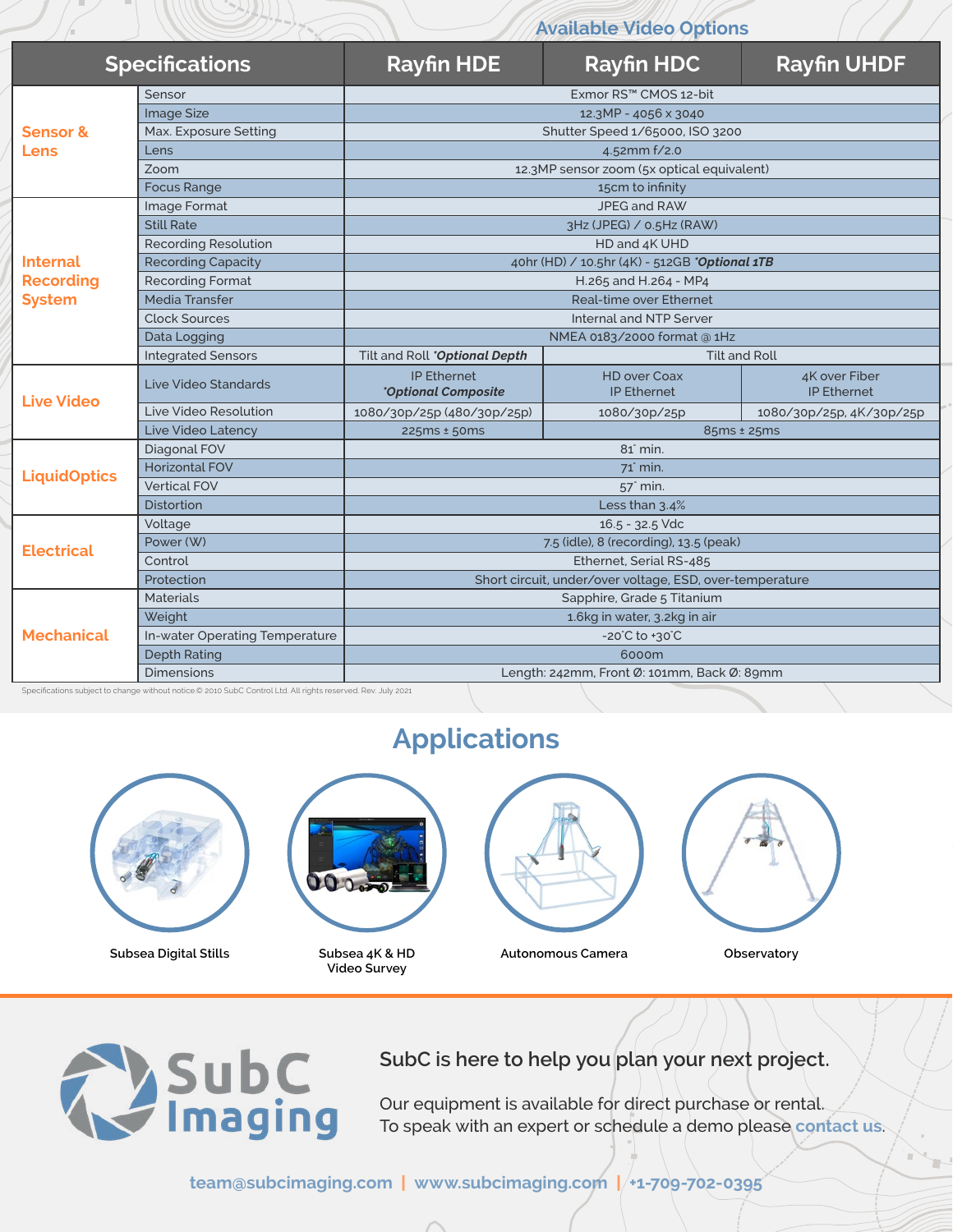## Available Video Options

| Specifications | | Rayfin HDE | Rayfin HDC | Rayfin UHDF |
|---|---|---|---|---|
| **Sensor & Lens** | Sensor | Exmor RS™ CMOS 12-bit | | |
| | Image Size | 12.3MP - 4056 x 3040 | | |
| | Max. Exposure Setting | Shutter Speed 1/65000, ISO 3200 | | |
| | Lens | 4.52mm f/2.0 | | |
| | Zoom | 12.3MP sensor zoom (5x optical equivalent) | | |
| | Focus Range | 15cm to infinity | | |
| **Internal Recording System** | Image Format | JPEG and RAW | | |
| | Still Rate | 3Hz (JPEG) / 0.5Hz (RAW) | | |
| | Recording Resolution | HD and 4K UHD | | |
| | Recording Capacity | 40hr (HD) / 10.5hr (4K) - 512GB ***Optional 1TB** | | |
| | Recording Format | H.265 and H.264 - MP4 | | |
| | Media Transfer | Real-time over Ethernet | | |
| | Clock Sources | Internal and NTP Server | | |
| | Data Logging | NMEA 0183/2000 format @ 1Hz | | |
| | Integrated Sensors | Tilt and Roll ***Optional Depth** | Tilt and Roll | |
| **Live Video** | Live Video Standards | IP Ethernet ***Optional Composite** | HD over Coax IP Ethernet | 4K over Fiber IP Ethernet |
| | Live Video Resolution | 1080/30p/25p (480/30p/25p) | 1080/30p/25p | 1080/30p/25p, 4K/30p/25p |
| | Live Video Latency | 225ms ± 50ms | 85ms ± 25ms | |
| **LiquidOptics** | Diagonal FOV | 81° min. | | |
| | Horizontal FOV | 71° min. | | |
| | Vertical FOV | 57° min. | | |
| | Distortion | Less than 3.4% | | |
| **Electrical** | Voltage | 16.5 - 32.5 Vdc | | |
| | Power (W) | 7.5 (idle), 8 (recording), 13.5 (peak) | | |
| | Control | Ethernet, Serial RS-485 | | |
| | Protection | Short circuit, under/over voltage, ESD, over-temperature | | |
| **Mechanical** | Materials | Sapphire, Grade 5 Titanium | | |
| | Weight | 1.6kg in water, 3.2kg in air | | |
| | In-water Operating Temperature | -20°C to +30°C | | |
| | Depth Rating | 6000m | | |
| | Dimensions | Length: 242mm, Front Ø: 101mm, Back Ø: 89mm | | |

Specifications subject to change without notice © 2010 SubC Control Ltd. All rights reserved. Rev. July 2021

# Applications

Subsea Digital Stills

Subsea 4K & HD Video Survey

Autonomous Camera

Observatory

SubC Imaging

## SubC is here to help you plan your next project.

Our equipment is available for direct purchase or rental.
To speak with an expert or schedule a demo please contact us.

team@subcimaging.com | www.subcimaging.com | +1-709-702-0395